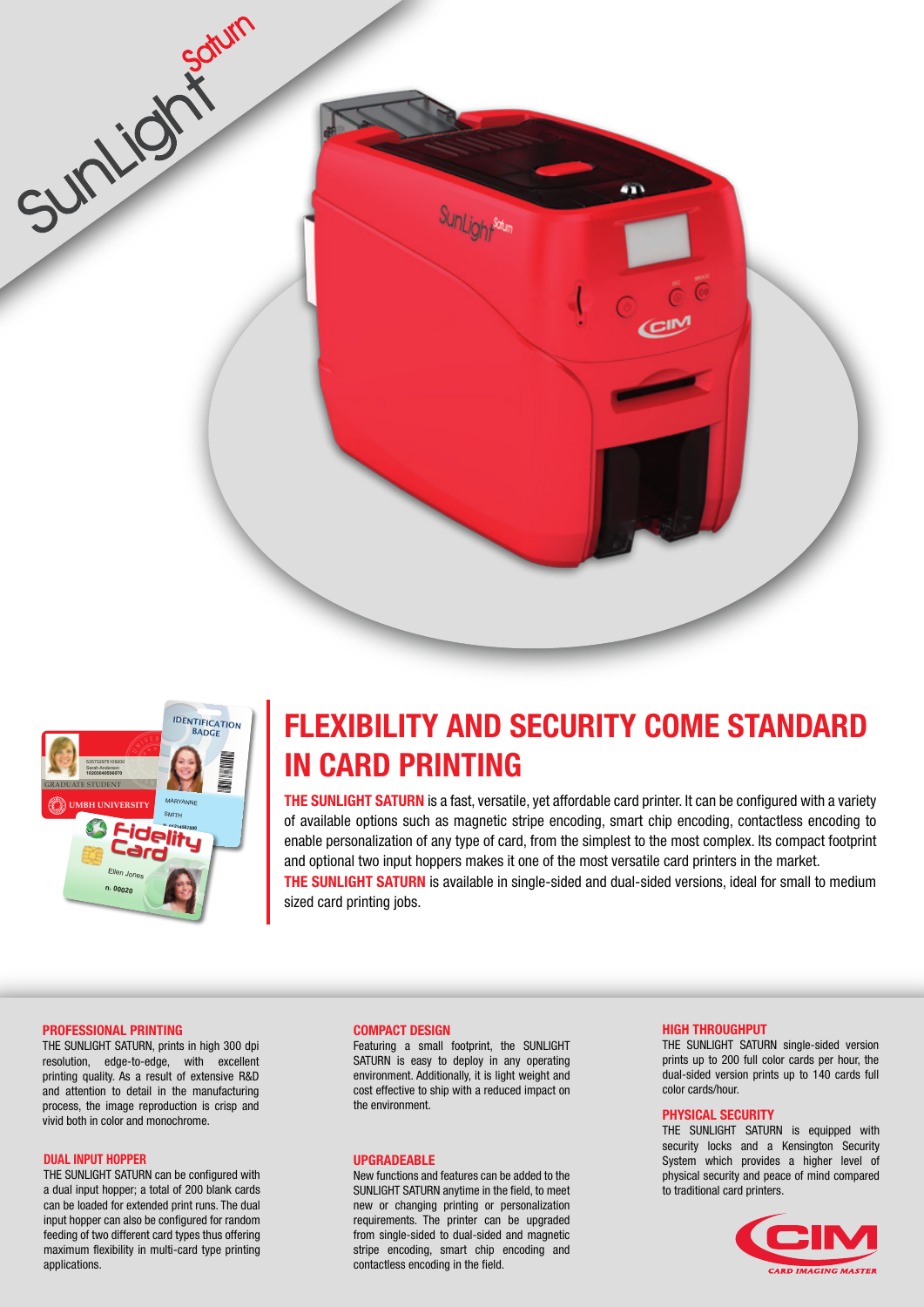SunLight Saturn

# FLEXIBILITY AND SECURITY COME STANDARD IN CARD PRINTING

**THE SUNLIGHT SATURN** is a fast, versatile, yet affordable card printer. It can be configured with a variety of available options such as magnetic stripe encoding, smart chip encoding, contactless encoding to enable personalization of any type of card, from the simplest to the most complex. Its compact footprint and optional two input hoppers makes it one of the most versatile card printers in the market.
**THE SUNLIGHT SATURN** is available in single-sided and dual-sided versions, ideal for small to medium sized card printing jobs.

### PROFESSIONAL PRINTING

THE SUNLIGHT SATURN, prints in high 300 dpi resolution, edge-to-edge, with excellent printing quality. As a result of extensive R&D and attention to detail in the manufacturing process, the image reproduction is crisp and vivid both in color and monochrome.

### DUAL INPUT HOPPER

THE SUNLIGHT SATURN can be configured with a dual input hopper; a total of 200 blank cards can be loaded for extended print runs. The dual input hopper can also be configured for random feeding of two different card types thus offering maximum flexibility in multi-card type printing applications.

### COMPACT DESIGN

Featuring a small footprint, the SUNLIGHT SATURN is easy to deploy in any operating environment. Additionally, it is light weight and cost effective to ship with a reduced impact on the environment.

### UPGRADEABLE

New functions and features can be added to the SUNLIGHT SATURN anytime in the field, to meet new or changing printing or personalization requirements. The printer can be upgraded from single-sided to dual-sided and magnetic stripe encoding, smart chip encoding and contactless encoding in the field.

### HIGH THROUGHPUT

THE SUNLIGHT SATURN single-sided version prints up to 200 full color cards per hour, the dual-sided version prints up to 140 cards full color cards/hour.

### PHYSICAL SECURITY

THE SUNLIGHT SATURN is equipped with security locks and a Kensington Security System which provides a higher level of physical security and peace of mind compared to traditional card printers.

CIM CARD IMAGING MASTER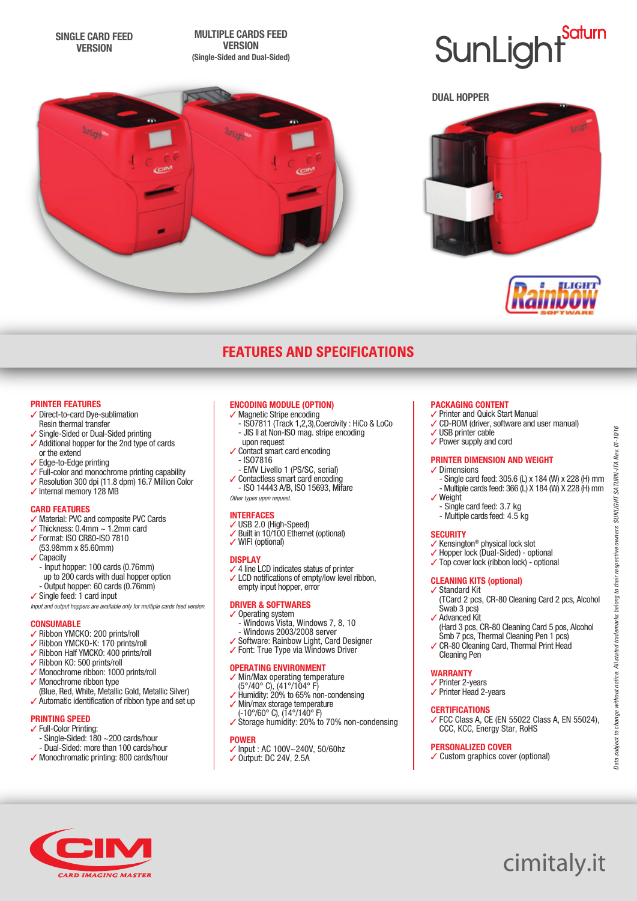**SINGLE CARD FEED VERSION**

**MULTIPLE CARDS FEED VERSION**
**(Single-Sided and Dual-Sided)**

SunLight Saturn

**DUAL HOPPER**

# FEATURES AND SPECIFICATIONS

## PRINTER FEATURES

- ✓ Direct-to-card Dye-sublimation Resin thermal transfer
- ✓ Single-Sided or Dual-Sided printing
- ✓ Additional hopper for the 2nd type of cards or the extend
- ✓ Edge-to-Edge printing
- ✓ Full-color and monochrome printing capability
- ✓ Resolution 300 dpi (11.8 dpm) 16.7 Million Color
- ✓ Internal memory 128 MB

## CARD FEATURES

- ✓ Material: PVC and composite PVC Cards
- ✓ Thickness: 0.4mm ~ 1.2mm card
- ✓ Format: ISO CR80-ISO 7810 (53.98mm x 85.60mm)
- ✓ Capacity
  - Input hopper: 100 cards (0.76mm) up to 200 cards with dual hopper option
  - Output hopper: 60 cards (0.76mm)
- ✓ Single feed: 1 card input

*Input and output hoppers are available only for multiple cards feed version.*

## CONSUMABLE

- ✓ Ribbon YMCKO: 200 prints/roll
- ✓ Ribbon YMCKO-K: 170 prints/roll
- ✓ Ribbon Half YMCKO: 400 prints/roll
- ✓ Ribbon KO: 500 prints/roll
- ✓ Monochrome ribbon: 1000 prints/roll
- ✓ Monochrome ribbon type (Blue, Red, White, Metallic Gold, Metallic Silver)
- ✓ Automatic identification of ribbon type and set up

## PRINTING SPEED

- ✓ Full-Color Printing:
  - Single-Sided: 180 ~200 cards/hour
  - Dual-Sided: more than 100 cards/hour
- ✓ Monochromatic printing: 800 cards/hour

## ENCODING MODULE (OPTION)

- ✓ Magnetic Stripe encoding
  - ISO7811 (Track 1,2,3),Coercivity : HiCo & LoCo
  - JIS II at Non-ISO mag. stripe encoding upon request
- ✓ Contact smart card encoding
  - ISO7816
  - EMV Livello 1 (PS/SC, serial)
- ✓ Contactless smart card encoding
  - ISO 14443 A/B, ISO 15693, Mifare

*Other types upon request.*

## INTERFACES

- ✓ USB 2.0 (High-Speed)
- ✓ Built in 10/100 Ethernet (optional)
- ✓ WIFI (optional)

## DISPLAY

- ✓ 4 line LCD indicates status of printer
- ✓ LCD notifications of empty/low level ribbon, empty input hopper, error

## DRIVER & SOFTWARES

- ✓ Operating system
  - Windows Vista, Windows 7, 8, 10
  - Windows 2003/2008 server
- ✓ Software: Rainbow Light, Card Designer
- ✓ Font: True Type via Windows Driver

## OPERATING ENVIRONMENT

- ✓ Min/Max operating temperature (5°/40° C), (41°/104° F)
- ✓ Humidity: 20% to 65% non-condensing
- ✓ Min/max storage temperature (-10°/60° C), (14°/140° F)
- ✓ Storage humidity: 20% to 70% non-condensing

## POWER

- ✓ Input : AC 100V~240V, 50/60hz
- ✓ Output: DC 24V, 2.5A

## PACKAGING CONTENT

- ✓ Printer and Quick Start Manual
- ✓ CD-ROM (driver, software and user manual)
- ✓ USB printer cable
- ✓ Power supply and cord

## PRINTER DIMENSION AND WEIGHT

- ✓ Dimensions
  - Single card feed: 305.6 (L) x 184 (W) x 228 (H) mm
  - Multiple cards feed: 366 (L) X 184 (W) X 228 (H) mm
- ✓ Weight
  - Single card feed: 3.7 kg
  - Multiple cards feed: 4.5 kg

## SECURITY

- ✓ Kensington® physical lock slot
- ✓ Hopper lock (Dual-Sided) - optional
- ✓ Top cover lock (ribbon lock) - optional

## CLEANING KITS (optional)

- ✓ Standard Kit (TCard 2 pcs, CR-80 Cleaning Card 2 pcs, Alcohol Swab 3 pcs)
- ✓ Advanced Kit (Hard 3 pcs, CR-80 Cleaning Card 5 pos, Alcohol Smb 7 pcs, Thermal Cleaning Pen 1 pcs)
- ✓ CR-80 Cleaning Card, Thermal Print Head Cleaning Pen

## WARRANTY

- ✓ Printer 2-years
- ✓ Printer Head 2-years

## CERTIFICATIONS

- ✓ FCC Class A, CE (EN 55022 Class A, EN 55024), CCC, KCC, Energy Star, RoHS

## PERSONALIZED COVER

- ✓ Custom graphics cover (optional)

*Data subject to change without notice. All stated trademarks belong to their respective owners. SUNLIGHT SATURN-ITA Rev. 01-10/16*

CIM CARD IMAGING MASTER

cimitaly.it